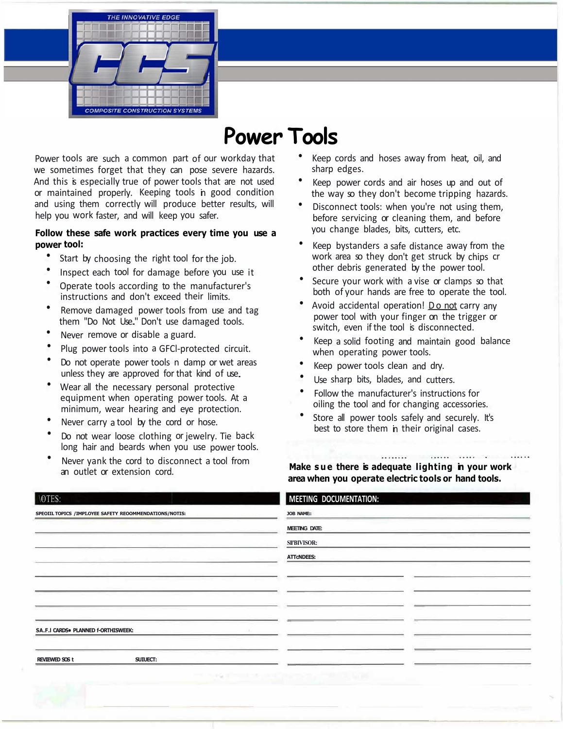THE INNOVATIVE EDGE

CCS

COMPOSITE CONSTRUCTION SYSTEMS

# Power Tools

Power tools are such a common part of our workday that we sometimes forget that they can pose severe hazards. And this is especially true of power tools that are not used or maintained properly. Keeping tools in good condition and using them correctly will produce better results, will help you work faster, and will keep you safer.

**Follow these safe work practices every time you use a power tool:**

- Start by choosing the right tool for the job.
- Inspect each tool for damage before you use it
- Operate tools according to the manufacturer's instructions and don't exceed their limits.
- Remove damaged power tools from use and tag them "Do Not Use." Don't use damaged tools.
- Never remove or disable a guard.
- Plug power tools into a GFCI-protected circuit.
- Do not operate power tools in damp or wet areas unless they are approved for that kind of use.
- Wear all the necessary personal protective equipment when operating power tools. At a minimum, wear hearing and eye protection.
- Never carry a tool by the cord or hose.
- Do not wear loose clothing or jewelry. Tie back long hair and beards when you use power tools.
- Never yank the cord to disconnect a tool from an outlet or extension cord.
- Keep cords and hoses away from heat, oil, and sharp edges.
- Keep power cords and air hoses up and out of the way so they don't become tripping hazards.
- Disconnect tools: when you're not using them, before servicing or cleaning them, and before you change blades, bits, cutters, etc.
- Keep bystanders a safe distance away from the work area so they don't get struck by chips or other debris generated by the power tool.
- Secure your work with a vise or clamps so that both of your hands are free to operate the tool.
- Avoid accidental operation! Do not carry any power tool with your finger on the trigger or switch, even if the tool is disconnected.
- Keep a solid footing and maintain good balance when operating power tools.
- Keep power tools clean and dry.
- Use sharp bits, blades, and cutters.
- Follow the manufacturer's instructions for oiling the tool and for changing accessories.
- Store all power tools safely and securely. It's best to store them in their original cases.

**Make sure there is adequate lighting in your work area when you operate electric tools or hand tools.**

| NOTES: |
|---|
| SPECIAL TOPICS / EMPLOYEE SAFETY RECOMMENDATIONS/NOTES: |
| |
| |
| |
| |
| |
| |
| |
| S.A.F.I CARDS• PLANNED FOR THIS WEEK: |
| |
| REVIEWED SOS t &nbsp;&nbsp;&nbsp;&nbsp;&nbsp;&nbsp;&nbsp;&nbsp; SUBJECT: |

| MEETING DOCUMENTATION: | |
|---|---|
| JOB NAME: | |
| MEETING DATE: | |
| SUPERVISOR: | |
| ATTENDEES: | |
| | |
| | |
| | |
| | |
| | |
| | |
| | |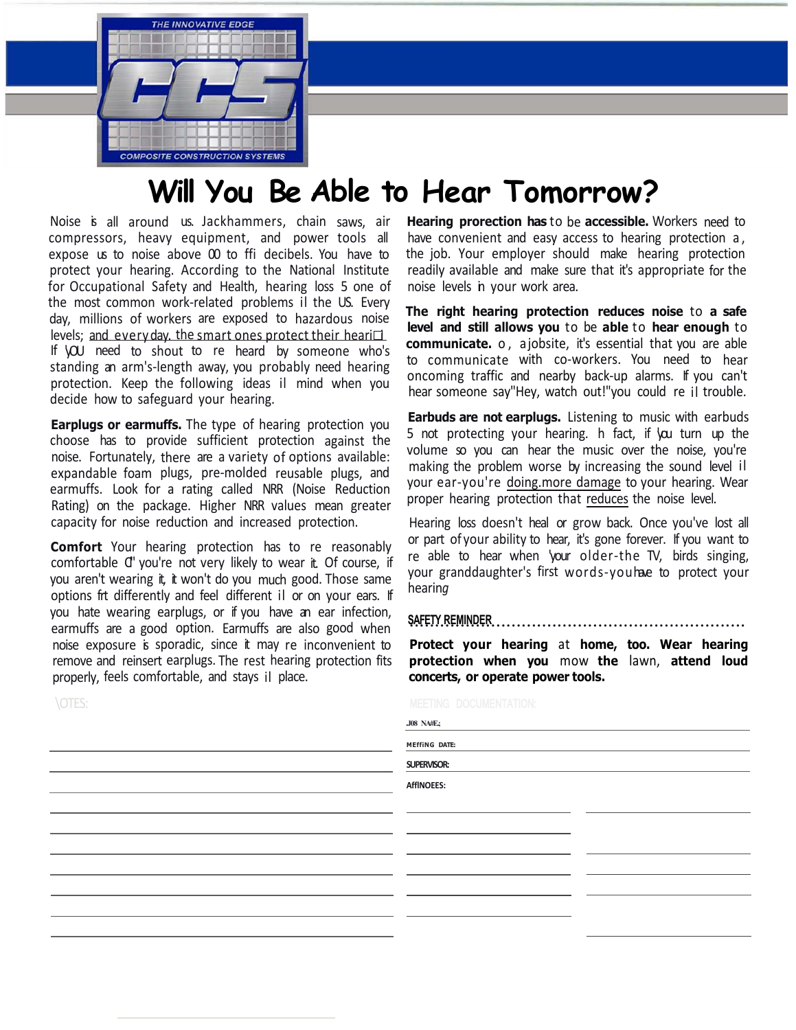THE INNOVATIVE EDGE

CCS

COMPOSITE CONSTRUCTION SYSTEMS

# Will You Be Able to Hear Tomorrow?

Noise is all around us. Jackhammers, chain saws, air compressors, heavy equipment, and power tools all expose us to noise above 00 to ffi decibels. You have to protect your hearing. According to the National Institute for Occupational Safety and Health, hearing loss 5 one of the most common work-related problems il the US. Every day, millions of workers are exposed to hazardous noise levels; and every day, the smart ones protect their heari□ If you need to shout to re heard by someone who's standing an arm's-length away, you probably need hearing protection. Keep the following ideas il mind when you decide how to safeguard your hearing.

**Earplugs or earmuffs.** The type of hearing protection you choose has to provide sufficient protection against the noise. Fortunately, there are a variety of options available: expandable foam plugs, pre-molded reusable plugs, and earmuffs. Look for a rating called NRR (Noise Reduction Rating) on the package. Higher NRR values mean greater capacity for noise reduction and increased protection.

**Comfort** Your hearing protection has to re reasonably comfortable CI' you're not very likely to wear it. Of course, if you aren't wearing it, it won't do you much good. Those same options frt differently and feel different il or on your ears. If you hate wearing earplugs, or if you have an ear infection, earmuffs are a good option. Earmuffs are also good when noise exposure is sporadic, since it may re inconvenient to remove and reinsert earplugs. The rest hearing protection fits properly, feels comfortable, and stays il place.

**Hearing prorection has** to be **accessible.** Workers need to have convenient and easy access to hearing protection a, the job. Your employer should make hearing protection readily available and make sure that it's appropriate for the noise levels in your work area.

**The right hearing protection reduces noise** to **a safe level and still allows you** to be **able** to **hear enough** to **communicate.** o, a jobsite, it's essential that you are able to communicate with co-workers. You need to hear oncoming traffic and nearby back-up alarms. If you can't hear someone say "Hey, watch out!" you could re il trouble.

**Earbuds are not earplugs.** Listening to music with earbuds 5 not protecting your hearing. h fact, if you turn up the volume so you can hear the music over the noise, you're making the problem worse by increasing the sound level il your ear-you're doing more damage to your hearing. Wear proper hearing protection that reduces the noise level.

Hearing loss doesn't heal or grow back. Once you've lost all or part of your ability to hear, it's gone forever. If you want to re able to hear when your older-the TV, birds singing, your granddaughter's first words-you have to protect your hearing

SAFETY REMINDER

**Protect your hearing** at **home, too. Wear hearing protection when you** mow **the** lawn, **attend loud concerts, or operate power tools.**

NOTES:

MEETING DOCUMENTATION:

JOB NAME:

MEETING DATE:

SUPERVISOR:

ATTENDEES: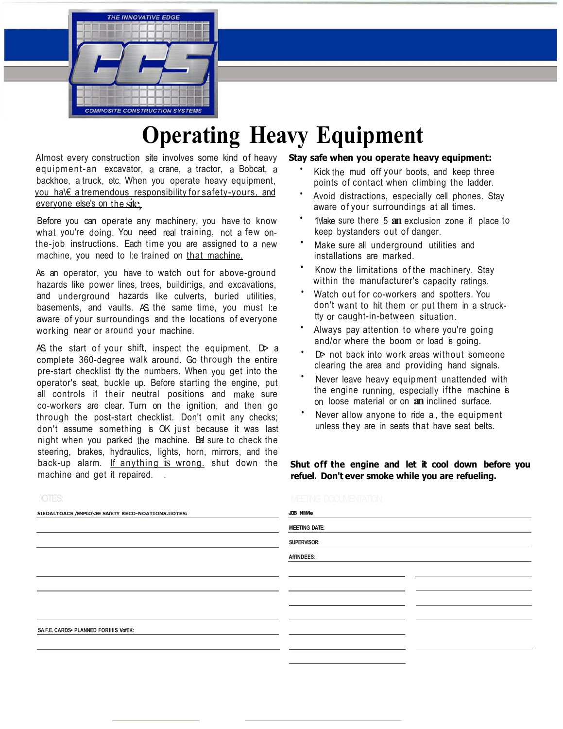# Operating Heavy Equipment

Almost every construction site involves some kind of heavy equipment-an excavator, a crane, a tractor, a Bobcat, a backhoe, a truck, etc. When you operate heavy equipment, you ha\€ a tremendous responsibility for safety-yours, and everyone else's on the site.

Before you can operate any machinery, you have to know what you're doing. You need real training, not a few on-the-job instructions. Each time you are assigned to a new machine, you need to l:e trained on that machine.

As an operator, you have to watch out for above-ground hazards like power lines, trees, buildir:igs, and excavations, and underground hazards like culverts, buried utilities, basements, and vaults. AS the same time, you must l:e aware of your surroundings and the locations of everyone working near or around your machine.

AS the start of your shift, inspect the equipment. D> a complete 360-degree walk around. Go through the entire pre-start checklist tty the numbers. When you get into the operator's seat, buckle up. Before starting the engine, put all controls i1 their neutral positions and make sure co-workers are clear. Turn on the ignition, and then go through the post-start checklist. Don't omit any checks; don't assume something is OK just because it was last night when you parked the machine. Bal sure to check the steering, brakes, hydraulics, lights, horn, mirrors, and the back-up alarm. If anything is wrong, shut down the machine and get it repaired.

**Stay safe when you operate heavy equipment:**

- Kick the mud off your boots, and keep three points of contact when climbing the ladder.
- Avoid distractions, especially cell phones. Stay aware of your surroundings at all times.
- 1\Make sure there 5 **an** exclusion zone i1 place to keep bystanders out of danger.
- Make sure all underground utilities and installations are marked.
- Know the limitations of the machinery. Stay within the manufacturer's capacity ratings.
- Watch out for co-workers and spotters. You don't want to hit them or put them in a struck-tty or caught-in-between situation.
- Always pay attention to where you're going and/or where the boom or load is going.
- D> not back into work areas without someone clearing the area and providing hand signals.
- Never leave heavy equipment unattended with the engine running, especially ifthe machine is on loose material or on **an** inclined surface.
- Never allow anyone to ride a, the equipment unless they are in seats that have seat belts.

**Shut off the engine and let it cool down before you refuel. Don't ever smoke while you are refueling.**

\OTES:

SfEOALTOACS /EMPLO'<EE SAfETY RECO-NOATIONS.tlOTES:

SA.F.E. CARDS• PLANNED FORIIIIS VofEK:

MEETING DOCUMENTATION:

JOB NNMe

MEETING DATE:

SUPERVISOR:

AffINDEES: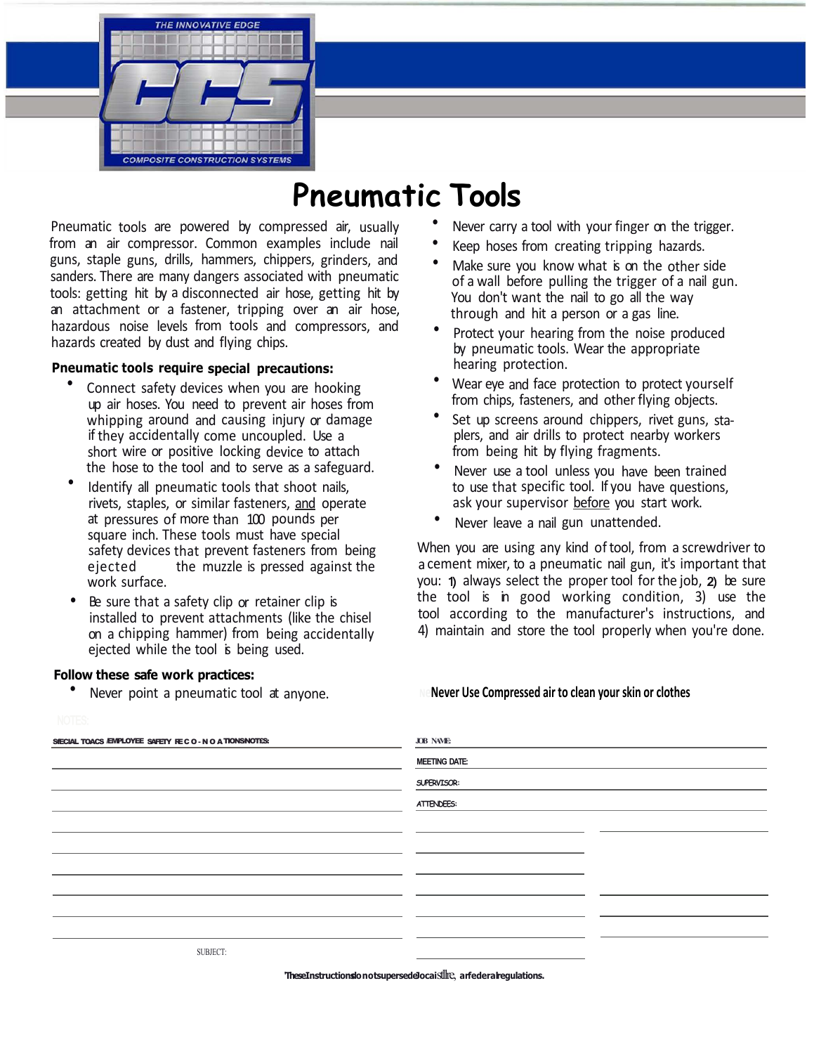# Pneumatic Tools

Pneumatic tools are powered by compressed air, usually from an air compressor. Common examples include nail guns, staple guns, drills, hammers, chippers, grinders, and sanders. There are many dangers associated with pneumatic tools: getting hit by a disconnected air hose, getting hit by an attachment or a fastener, tripping over an air hose, hazardous noise levels from tools and compressors, and hazards created by dust and flying chips.

**Pneumatic tools require special precautions:**

- Connect safety devices when you are hooking up air hoses. You need to prevent air hoses from whipping around and causing injury or damage if they accidentally come uncoupled. Use a short wire or positive locking device to attach the hose to the tool and to serve as a safeguard.
- Identify all pneumatic tools that shoot nails, rivets, staples, or similar fasteners, and operate at pressures of more than 100 pounds per square inch. These tools must have special safety devices that prevent fasteners from being ejected the muzzle is pressed against the work surface.
- Be sure that a safety clip or retainer clip is installed to prevent attachments (like the chisel on a chipping hammer) from being accidentally ejected while the tool is being used.

**Follow these safe work practices:**

- Never point a pneumatic tool at anyone.
- Never carry a tool with your finger on the trigger.
- Keep hoses from creating tripping hazards.
- Make sure you know what is on the other side of a wall before pulling the trigger of a nail gun. You don't want the nail to go all the way through and hit a person or a gas line.
- Protect your hearing from the noise produced by pneumatic tools. Wear the appropriate hearing protection.
- Wear eye and face protection to protect yourself from chips, fasteners, and other flying objects.
- Set up screens around chippers, rivet guns, staplers, and air drills to protect nearby workers from being hit by flying fragments.
- Never use a tool unless you have been trained to use that specific tool. If you have questions, ask your supervisor before you start work.
- Never leave a nail gun unattended.

When you are using any kind of tool, from a screwdriver to a cement mixer, to a pneumatic nail gun, it's important that you: 1) always select the proper tool for the job, 2) be sure the tool is in good working condition, 3) use the tool according to the manufacturer's instructions, and 4) maintain and store the tool properly when you're done.

**Never Use Compressed air to clean your skin or clothes**

SPECIAL TOPICS/EMPLOYEE SAFETY RECOMMENDATIONS/NOTES:

JOB NAME:

MEETING DATE:

SUPERVISOR:

ATTENDEES:

SUBJECT:

These Instructions do not supersede local, state, or federal regulations.